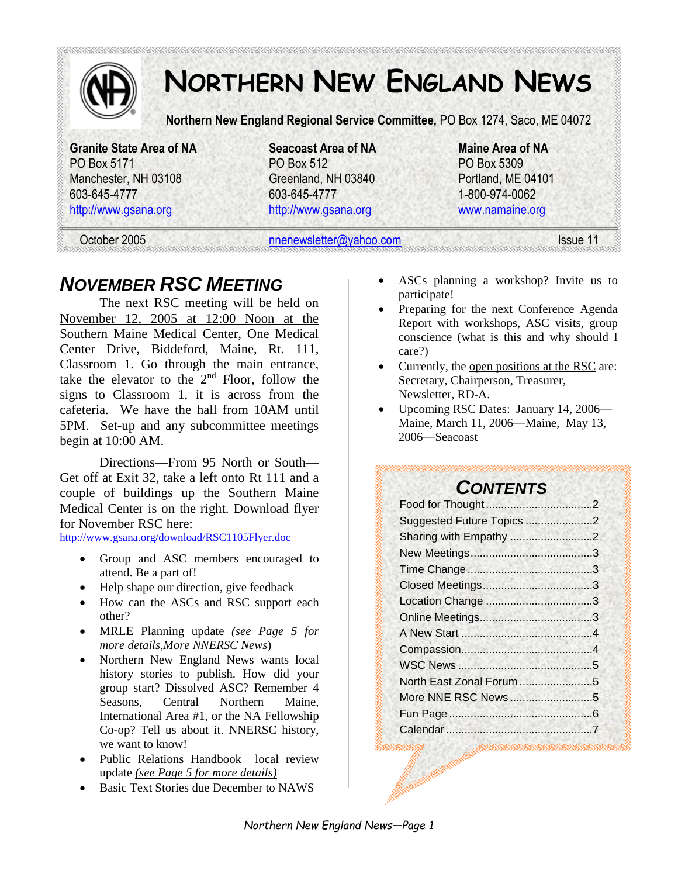# NORTHERN NEW ENGLAND NEWS

**Northern New England Regional Service Committee,** PO Box 1274, Saco, ME 04072

| **Granite State Area of NA** | **Seacoast Area of NA** | **Maine Area of NA** |
|---|---|---|
| PO Box 5171 | PO Box 512 | PO Box 5309 |
| Manchester, NH 03108 | Greenland, NH 03840 | Portland, ME 04101 |
| 603-645-4777 | 603-645-4777 | 1-800-974-0062 |
| http://www.gsana.org | http://www.gsana.org | www.namaine.org |

October 2005 | nnenewsletter@yahoo.com | Issue 11

## NOVEMBER RSC MEETING

The next RSC meeting will be held on November 12, 2005 at 12:00 Noon at the Southern Maine Medical Center, One Medical Center Drive, Biddeford, Maine, Rt. 111, Classroom 1. Go through the main entrance, take the elevator to the 2nd Floor, follow the signs to Classroom 1, it is across from the cafeteria. We have the hall from 10AM until 5PM. Set-up and any subcommittee meetings begin at 10:00 AM.

Directions—From 95 North or South—Get off at Exit 32, take a left onto Rt 111 and a couple of buildings up the Southern Maine Medical Center is on the right. Download flyer for November RSC here:
http://www.gsana.org/download/RSC1105Flyer.doc

- Group and ASC members encouraged to attend. Be a part of!
- Help shape our direction, give feedback
- How can the ASCs and RSC support each other?
- MRLE Planning update *(see Page 5 for more details,More NNERSC News)*
- Northern New England News wants local history stories to publish. How did your group start? Dissolved ASC? Remember 4 Seasons, Central Northern Maine, International Area #1, or the NA Fellowship Co-op? Tell us about it. NNERSC history, we want to know!
- Public Relations Handbook local review update *(see Page 5 for more details)*
- Basic Text Stories due December to NAWS
- ASCs planning a workshop? Invite us to participate!
- Preparing for the next Conference Agenda Report with workshops, ASC visits, group conscience (what is this and why should I care?)
- Currently, the open positions at the RSC are: Secretary, Chairperson, Treasurer, Newsletter, RD-A.
- Upcoming RSC Dates: January 14, 2006—Maine, March 11, 2006—Maine, May 13, 2006—Seacoast

## CONTENTS

- Food for Thought .......... 2
- Suggested Future Topics .......... 2
- Sharing with Empathy .......... 2
- New Meetings .......... 3
- Time Change .......... 3
- Closed Meetings .......... 3
- Location Change .......... 3
- Online Meetings .......... 3
- A New Start .......... 4
- Compassion .......... 4
- WSC News .......... 5
- North East Zonal Forum .......... 5
- More NNE RSC News .......... 5
- Fun Page .......... 6
- Calendar .......... 7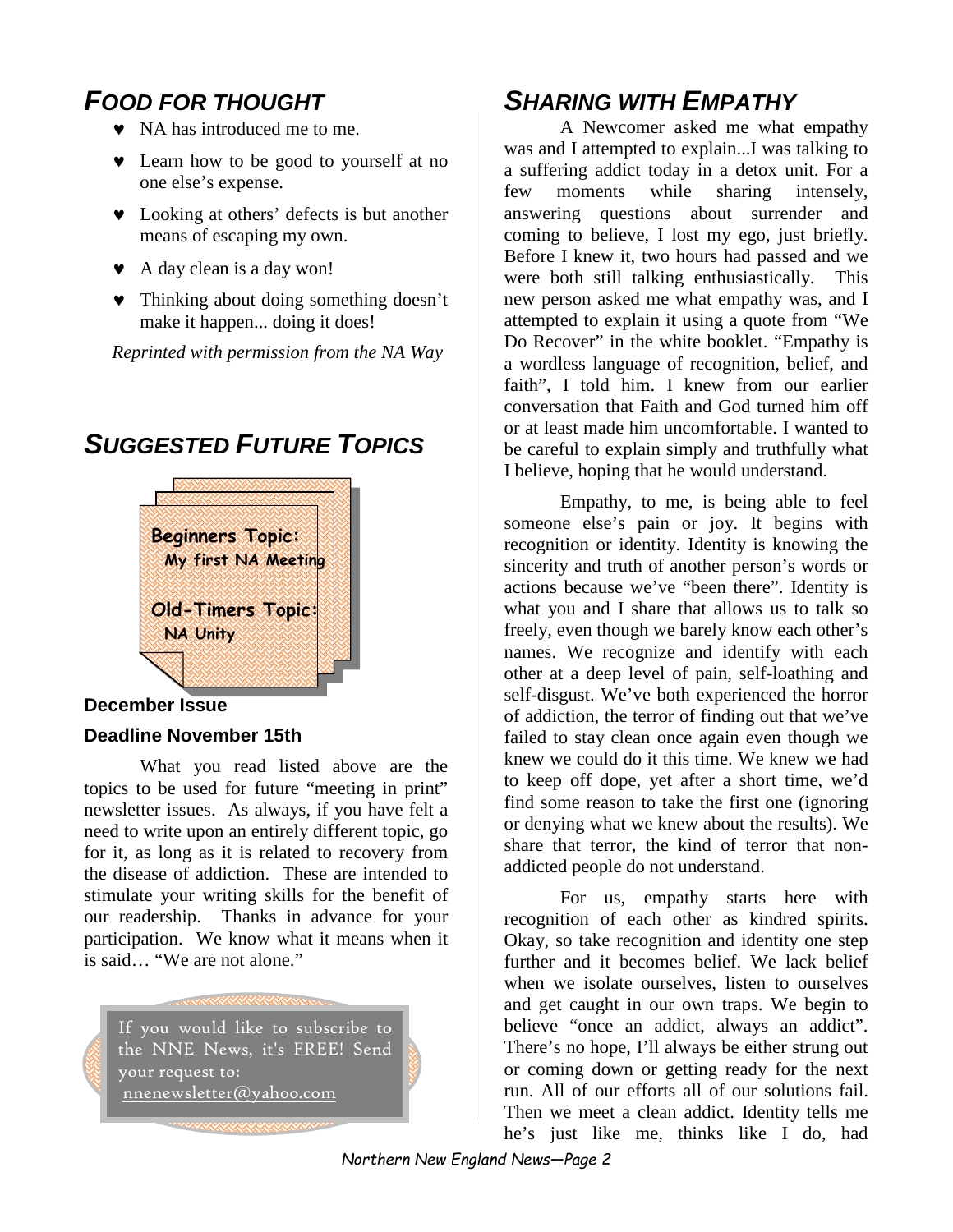## *FOOD FOR THOUGHT*

- NA has introduced me to me.
- Learn how to be good to yourself at no one else's expense.
- Looking at others' defects is but another means of escaping my own.
- A day clean is a day won!
- Thinking about doing something doesn't make it happen... doing it does!

*Reprinted with permission from the NA Way*

## *SUGGESTED FUTURE TOPICS*

**Beginners Topic:**
**My first NA Meeting**

**Old-Timers Topic:**
**NA Unity**

**December Issue**

**Deadline November 15th**

What you read listed above are the topics to be used for future "meeting in print" newsletter issues. As always, if you have felt a need to write upon an entirely different topic, go for it, as long as it is related to recovery from the disease of addiction. These are intended to stimulate your writing skills for the benefit of our readership. Thanks in advance for your participation. We know what it means when it is said… "We are not alone."

If you would like to subscribe to the NNE News, it's FREE! Send your request to: nnenewsletter@yahoo.com

## *SHARING WITH EMPATHY*

A Newcomer asked me what empathy was and I attempted to explain...I was talking to a suffering addict today in a detox unit. For a few moments while sharing intensely, answering questions about surrender and coming to believe, I lost my ego, just briefly. Before I knew it, two hours had passed and we were both still talking enthusiastically. This new person asked me what empathy was, and I attempted to explain it using a quote from "We Do Recover" in the white booklet. "Empathy is a wordless language of recognition, belief, and faith", I told him. I knew from our earlier conversation that Faith and God turned him off or at least made him uncomfortable. I wanted to be careful to explain simply and truthfully what I believe, hoping that he would understand.

Empathy, to me, is being able to feel someone else's pain or joy. It begins with recognition or identity. Identity is knowing the sincerity and truth of another person's words or actions because we've "been there". Identity is what you and I share that allows us to talk so freely, even though we barely know each other's names. We recognize and identify with each other at a deep level of pain, self-loathing and self-disgust. We've both experienced the horror of addiction, the terror of finding out that we've failed to stay clean once again even though we knew we could do it this time. We knew we had to keep off dope, yet after a short time, we'd find some reason to take the first one (ignoring or denying what we knew about the results). We share that terror, the kind of terror that non-addicted people do not understand.

For us, empathy starts here with recognition of each other as kindred spirits. Okay, so take recognition and identity one step further and it becomes belief. We lack belief when we isolate ourselves, listen to ourselves and get caught in our own traps. We begin to believe "once an addict, always an addict". There's no hope, I'll always be either strung out or coming down or getting ready for the next run. All of our efforts all of our solutions fail. Then we meet a clean addict. Identity tells me he's just like me, thinks like I do, had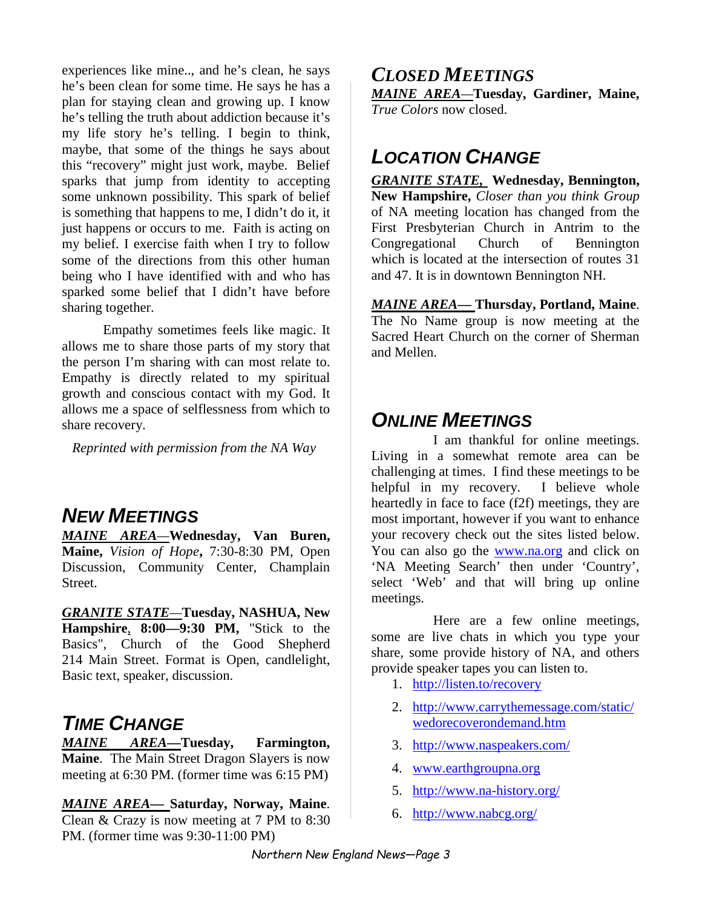experiences like mine.., and he's clean, he says he's been clean for some time. He says he has a plan for staying clean and growing up. I know he's telling the truth about addiction because it's my life story he's telling. I begin to think, maybe, that some of the things he says about this "recovery" might just work, maybe. Belief sparks that jump from identity to accepting some unknown possibility. This spark of belief is something that happens to me, I didn't do it, it just happens or occurs to me. Faith is acting on my belief. I exercise faith when I try to follow some of the directions from this other human being who I have identified with and who has sparked some belief that I didn't have before sharing together.

Empathy sometimes feels like magic. It allows me to share those parts of my story that the person I'm sharing with can most relate to. Empathy is directly related to my spiritual growth and conscious contact with my God. It allows me a space of selflessness from which to share recovery.

*Reprinted with permission from the NA Way*

## NEW MEETINGS

***MAINE AREA***—**Wednesday, Van Buren, Maine,** *Vision of Hope***,** 7:30-8:30 PM, Open Discussion, Community Center, Champlain Street.

***GRANITE STATE***—**Tuesday, NASHUA, New Hampshire**, **8:00—9:30 PM,** "Stick to the Basics", Church of the Good Shepherd 214 Main Street. Format is Open, candlelight, Basic text, speaker, discussion.

## TIME CHANGE

***MAINE AREA*—Tuesday, Farmington, Maine**. The Main Street Dragon Slayers is now meeting at 6:30 PM. (former time was 6:15 PM)

***MAINE AREA*— Saturday, Norway, Maine**. Clean & Crazy is now meeting at 7 PM to 8:30 PM. (former time was 9:30-11:00 PM)

## CLOSED MEETINGS

***MAINE AREA***—**Tuesday, Gardiner, Maine,** *True Colors* now closed.

## LOCATION CHANGE

***GRANITE STATE,*** **Wednesday, Bennington, New Hampshire,** *Closer than you think Group* of NA meeting location has changed from the First Presbyterian Church in Antrim to the Congregational Church of Bennington which is located at the intersection of routes 31 and 47. It is in downtown Bennington NH.

***MAINE AREA*— Thursday, Portland, Maine**. The No Name group is now meeting at the Sacred Heart Church on the corner of Sherman and Mellen.

## ONLINE MEETINGS

I am thankful for online meetings. Living in a somewhat remote area can be challenging at times. I find these meetings to be helpful in my recovery. I believe whole heartedly in face to face (f2f) meetings, they are most important, however if you want to enhance your recovery check out the sites listed below. You can also go the www.na.org and click on 'NA Meeting Search' then under 'Country', select 'Web' and that will bring up online meetings.

Here are a few online meetings, some are live chats in which you type your share, some provide history of NA, and others provide speaker tapes you can listen to.

1. http://listen.to/recovery
2. http://www.carrythemessage.com/static/wedorecoverondemand.htm
3. http://www.naspeakers.com/
4. www.earthgroupna.org
5. http://www.na-history.org/
6. http://www.nabcg.org/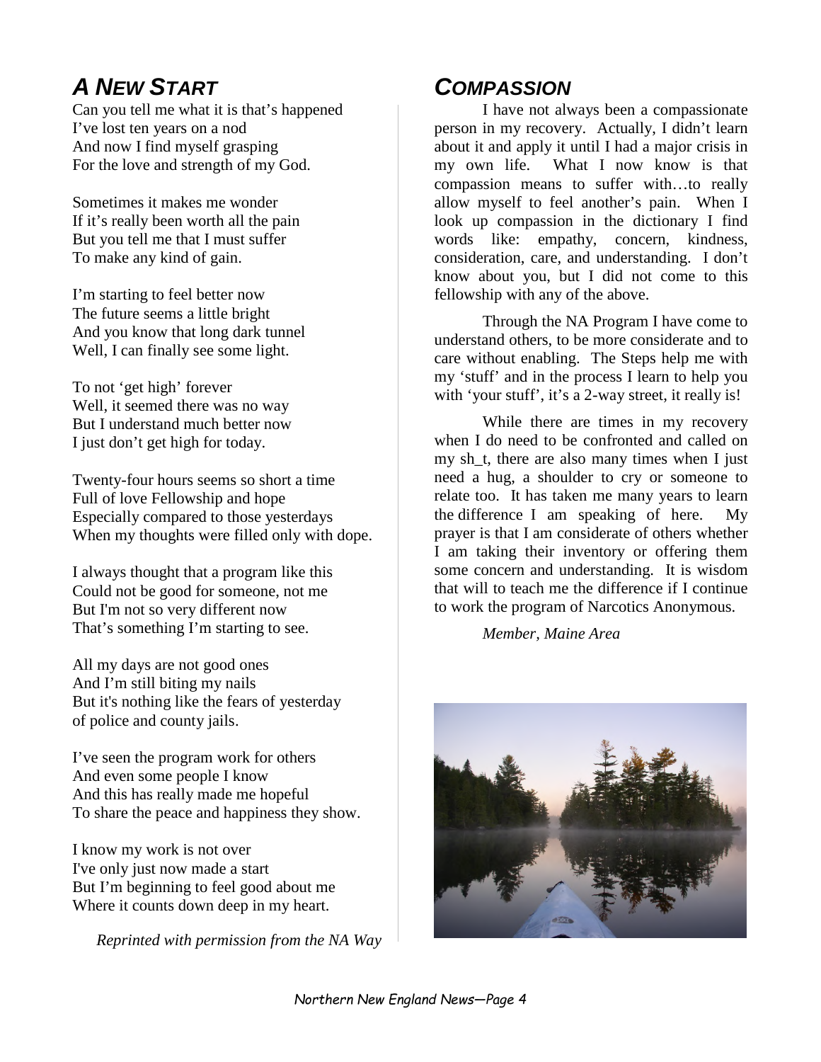## *A New Start*

Can you tell me what it is that's happened
I've lost ten years on a nod
And now I find myself grasping
For the love and strength of my God.

Sometimes it makes me wonder
If it's really been worth all the pain
But you tell me that I must suffer
To make any kind of gain.

I'm starting to feel better now
The future seems a little bright
And you know that long dark tunnel
Well, I can finally see some light.

To not 'get high' forever
Well, it seemed there was no way
But I understand much better now
I just don't get high for today.

Twenty-four hours seems so short a time
Full of love Fellowship and hope
Especially compared to those yesterdays
When my thoughts were filled only with dope.

I always thought that a program like this
Could not be good for someone, not me
But I'm not so very different now
That's something I'm starting to see.

All my days are not good ones
And I'm still biting my nails
But it's nothing like the fears of yesterday
of police and county jails.

I've seen the program work for others
And even some people I know
And this has really made me hopeful
To share the peace and happiness they show.

I know my work is not over
I've only just now made a start
But I'm beginning to feel good about me
Where it counts down deep in my heart.

*Reprinted with permission from the NA Way*

## *Compassion*

I have not always been a compassionate person in my recovery. Actually, I didn't learn about it and apply it until I had a major crisis in my own life. What I now know is that compassion means to suffer with…to really allow myself to feel another's pain. When I look up compassion in the dictionary I find words like: empathy, concern, kindness, consideration, care, and understanding. I don't know about you, but I did not come to this fellowship with any of the above.

Through the NA Program I have come to understand others, to be more considerate and to care without enabling. The Steps help me with my 'stuff' and in the process I learn to help you with 'your stuff', it's a 2-way street, it really is!

While there are times in my recovery when I do need to be confronted and called on my sh_t, there are also many times when I just need a hug, a shoulder to cry or someone to relate too. It has taken me many years to learn the difference I am speaking of here. My prayer is that I am considerate of others whether I am taking their inventory or offering them some concern and understanding. It is wisdom that will to teach me the difference if I continue to work the program of Narcotics Anonymous.

*Member, Maine Area*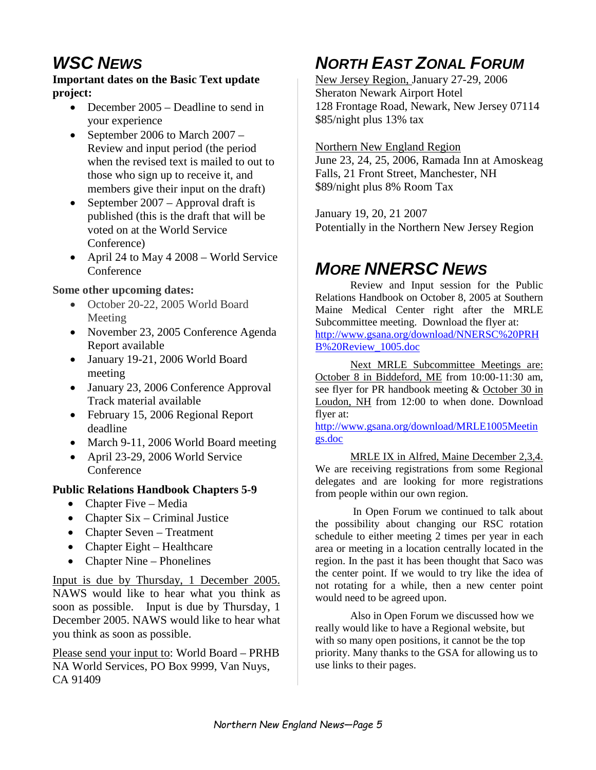# *WSC NEWS*

**Important dates on the Basic Text update project:**

- December 2005 – Deadline to send in your experience
- September 2006 to March 2007 – Review and input period (the period when the revised text is mailed to out to those who sign up to receive it, and members give their input on the draft)
- September 2007 – Approval draft is published (this is the draft that will be voted on at the World Service Conference)
- April 24 to May 4 2008 – World Service Conference

**Some other upcoming dates:**

- October 20-22, 2005 World Board Meeting
- November 23, 2005 Conference Agenda Report available
- January 19-21, 2006 World Board meeting
- January 23, 2006 Conference Approval Track material available
- February 15, 2006 Regional Report deadline
- March 9-11, 2006 World Board meeting
- April 23-29, 2006 World Service Conference

**Public Relations Handbook Chapters 5-9**

- Chapter Five – Media
- Chapter Six – Criminal Justice
- Chapter Seven – Treatment
- Chapter Eight – Healthcare
- Chapter Nine – Phonelines

Input is due by Thursday, 1 December 2005. NAWS would like to hear what you think as soon as possible. Input is due by Thursday, 1 December 2005. NAWS would like to hear what you think as soon as possible.

Please send your input to: World Board – PRHB NA World Services, PO Box 9999, Van Nuys, CA 91409

# *NORTH EAST ZONAL FORUM*

New Jersey Region, January 27-29, 2006
Sheraton Newark Airport Hotel
128 Frontage Road, Newark, New Jersey 07114
$85/night plus 13% tax

Northern New England Region
June 23, 24, 25, 2006, Ramada Inn at Amoskeag Falls, 21 Front Street, Manchester, NH
$89/night plus 8% Room Tax

January 19, 20, 21 2007
Potentially in the Northern New Jersey Region

# *MORE NNERSC NEWS*

Review and Input session for the Public Relations Handbook on October 8, 2005 at Southern Maine Medical Center right after the MRLE Subcommittee meeting. Download the flyer at: http://www.gsana.org/download/NNERSC%20PRHB%20Review_1005.doc

Next MRLE Subcommittee Meetings are: October 8 in Biddeford, ME from 10:00-11:30 am, see flyer for PR handbook meeting & October 30 in Loudon, NH from 12:00 to when done. Download flyer at: http://www.gsana.org/download/MRLE1005Meetings.doc

MRLE IX in Alfred, Maine December 2,3,4. We are receiving registrations from some Regional delegates and are looking for more registrations from people within our own region.

In Open Forum we continued to talk about the possibility about changing our RSC rotation schedule to either meeting 2 times per year in each area or meeting in a location centrally located in the region. In the past it has been thought that Saco was the center point. If we would to try like the idea of not rotating for a while, then a new center point would need to be agreed upon.

Also in Open Forum we discussed how we really would like to have a Regional website, but with so many open positions, it cannot be the top priority. Many thanks to the GSA for allowing us to use links to their pages.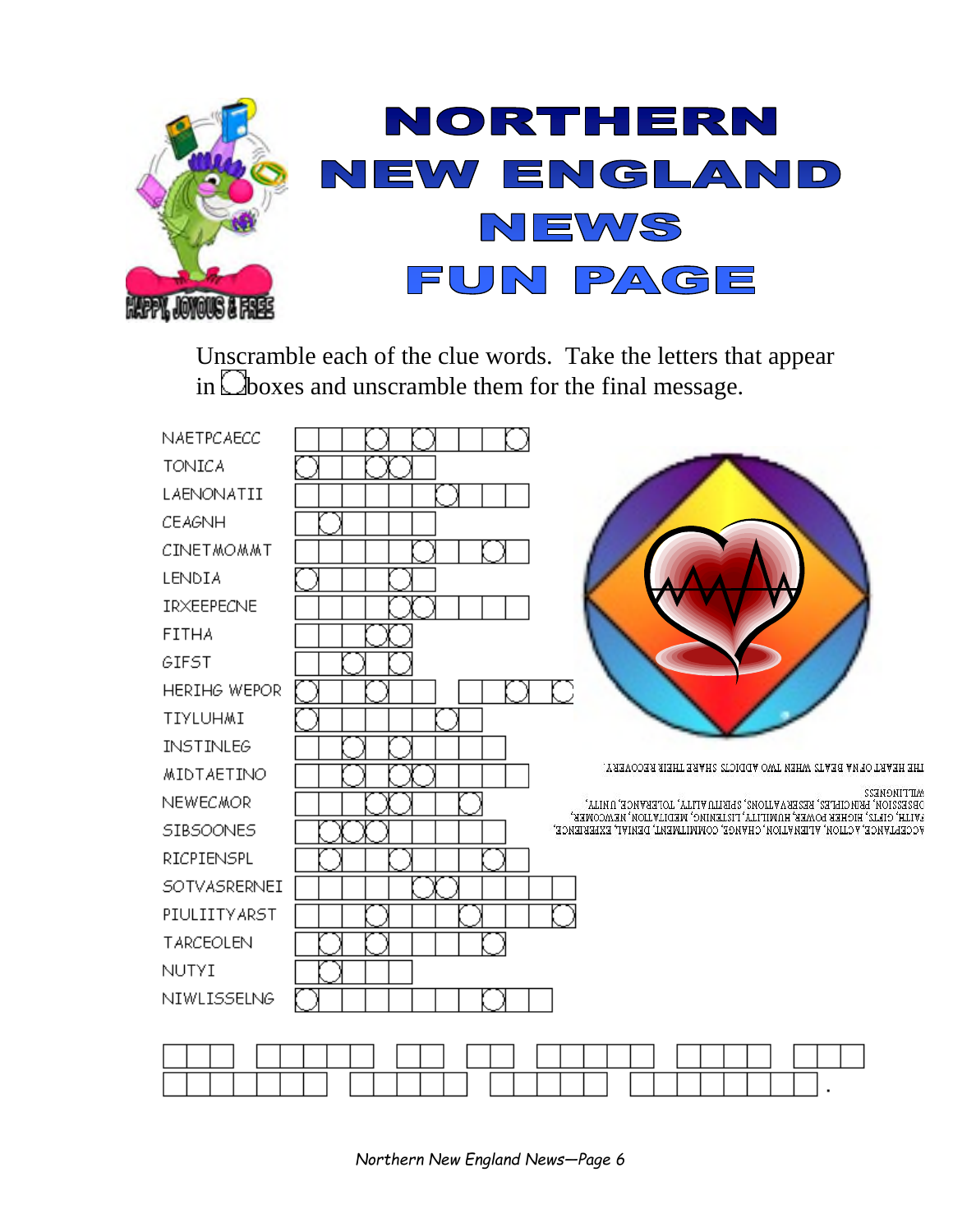# NORTHERN NEW ENGLAND NEWS FUN PAGE

HAPPY, JOYOUS & FREE

Unscramble each of the clue words. Take the letters that appear in ◯ boxes and unscramble them for the final message.

NAETPCAECC

TONICA

LAENONATII

CEAGNH

CINETMOMMT

LENDIA

IRXEEPECNE

FITHA

GIFST

HERIHG WEPOR

TIYLUHMI

INSTINLEG

MIDTAETINO

NEWECMOR

SIBSOONES

RICPIENSPL

SOTVASRERNEI

PIULIITYARST

TARCEOLEN

NUTYI

NIWLISSELNG

THE HEART OF AA BEATS WHEN TWO ADDICTS SHARE THEIR RECOVERY.

ACCEPTANCE, ACTION, ALIENATION, CHANGE, COMMITMENT, DENIAL, EXPERIENCE, FAITH, GIFTS, HIGHER POWER, HUMILITY, LISTENING, MEDITATION, NEWCOMER, OBSESSION, PRINCIPLES, RESERVATIONS, SPIRITUALITY, TOLERANCE, UNITY, WILLINGNESS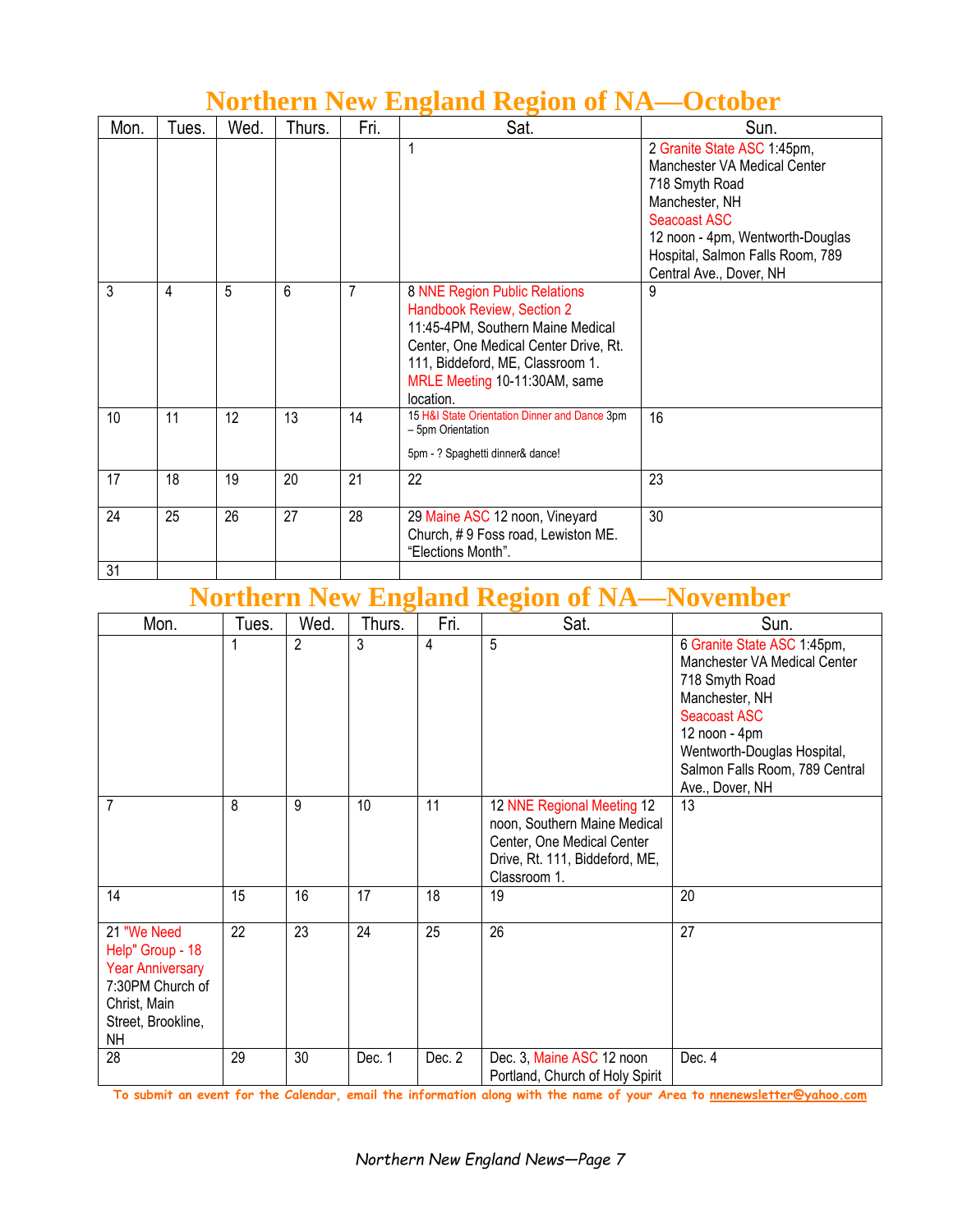# Northern New England Region of NA—October

| Mon. | Tues. | Wed. | Thurs. | Fri. | Sat. | Sun. |
|---|---|---|---|---|---|---|
| | | | | | 1 | 2 Granite State ASC 1:45pm, Manchester VA Medical Center 718 Smyth Road Manchester, NH Seacoast ASC 12 noon - 4pm, Wentworth-Douglas Hospital, Salmon Falls Room, 789 Central Ave., Dover, NH |
| 3 | 4 | 5 | 6 | 7 | 8 NNE Region Public Relations Handbook Review, Section 2 11:45-4PM, Southern Maine Medical Center, One Medical Center Drive, Rt. 111, Biddeford, ME, Classroom 1. MRLE Meeting 10-11:30AM, same location. | 9 |
| 10 | 11 | 12 | 13 | 14 | 15 H&I State Orientation Dinner and Dance 3pm – 5pm Orientation 5pm - ? Spaghetti dinner& dance! | 16 |
| 17 | 18 | 19 | 20 | 21 | 22 | 23 |
| 24 | 25 | 26 | 27 | 28 | 29 Maine ASC 12 noon, Vineyard Church, # 9 Foss road, Lewiston ME. "Elections Month". | 30 |
| 31 | | | | | | |

# Northern New England Region of NA—November

| Mon. | Tues. | Wed. | Thurs. | Fri. | Sat. | Sun. |
|---|---|---|---|---|---|---|
| | 1 | 2 | 3 | 4 | 5 | 6 Granite State ASC 1:45pm, Manchester VA Medical Center 718 Smyth Road Manchester, NH Seacoast ASC 12 noon - 4pm Wentworth-Douglas Hospital, Salmon Falls Room, 789 Central Ave., Dover, NH |
| 7 | 8 | 9 | 10 | 11 | 12 NNE Regional Meeting 12 noon, Southern Maine Medical Center, One Medical Center Drive, Rt. 111, Biddeford, ME, Classroom 1. | 13 |
| 14 | 15 | 16 | 17 | 18 | 19 | 20 |
| 21 "We Need Help" Group - 18 Year Anniversary 7:30PM Church of Christ, Main Street, Brookline, NH | 22 | 23 | 24 | 25 | 26 | 27 |
| 28 | 29 | 30 | Dec. 1 | Dec. 2 | Dec. 3, Maine ASC 12 noon Portland, Church of Holy Spirit | Dec. 4 |

**To submit an event for the Calendar, email the information along with the name of your Area to nnenewsletter@yahoo.com**